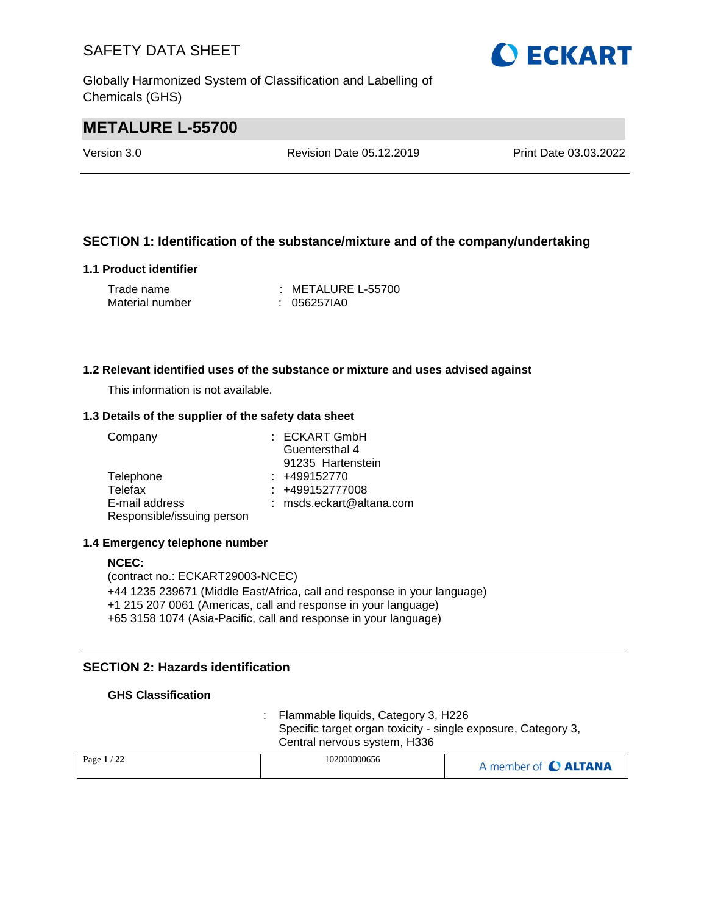# METALURE L-55700

Version 3.0 | Revision Date 05.12.2019 | Print Date 03.03.2022

## SECTION 1: Identification of the substance/mixture and of the company/undertaking

### 1.1 Product identifier

Trade name : METALURE L-55700
Material number : 056257IA0

### 1.2 Relevant identified uses of the substance or mixture and uses advised against

This information is not available.

### 1.3 Details of the supplier of the safety data sheet

Company : ECKART GmbH
Guentersthal 4
91235 Hartenstein
Telephone : +499152770
Telefax : +499152777008
E-mail address : msds.eckart@altana.com
Responsible/issuing person

### 1.4 Emergency telephone number

**NCEC:**
(contract no.: ECKART29003-NCEC)
+44 1235 239671 (Middle East/Africa, call and response in your language)
+1 215 207 0061 (Americas, call and response in your language)
+65 3158 1074 (Asia-Pacific, call and response in your language)

## SECTION 2: Hazards identification

**GHS Classification**

: Flammable liquids, Category 3, H226
Specific target organ toxicity - single exposure, Category 3, Central nervous system, H336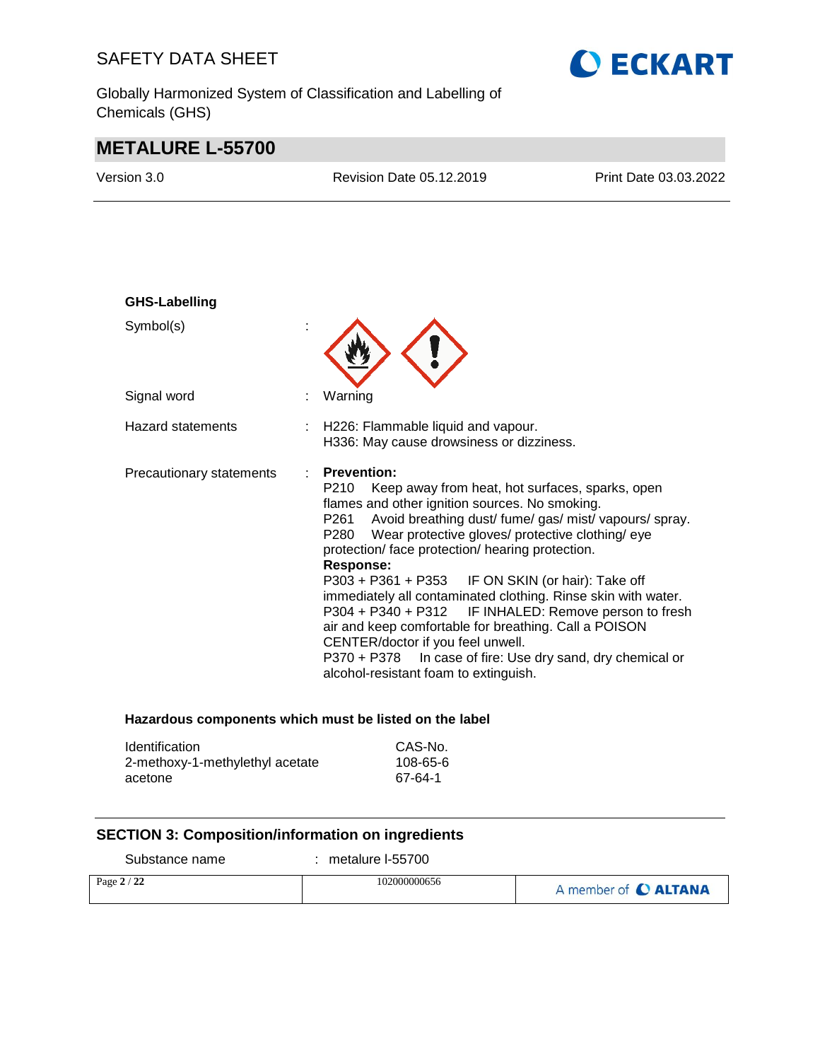**GHS-Labelling**

Symbol(s) :

Signal word : Warning

Hazard statements : H226: Flammable liquid and vapour.
H336: May cause drowsiness or dizziness.

Precautionary statements : **Prevention:**
P210 Keep away from heat, hot surfaces, sparks, open flames and other ignition sources. No smoking.
P261 Avoid breathing dust/ fume/ gas/ mist/ vapours/ spray.
P280 Wear protective gloves/ protective clothing/ eye protection/ face protection/ hearing protection.
**Response:**
P303 + P361 + P353 IF ON SKIN (or hair): Take off immediately all contaminated clothing. Rinse skin with water.
P304 + P340 + P312 IF INHALED: Remove person to fresh air and keep comfortable for breathing. Call a POISON CENTER/doctor if you feel unwell.
P370 + P378 In case of fire: Use dry sand, dry chemical or alcohol-resistant foam to extinguish.

**Hazardous components which must be listed on the label**

| Identification | CAS-No. |
| --- | --- |
| 2-methoxy-1-methylethyl acetate | 108-65-6 |
| acetone | 67-64-1 |

## SECTION 3: Composition/information on ingredients

Substance name : metalure l-55700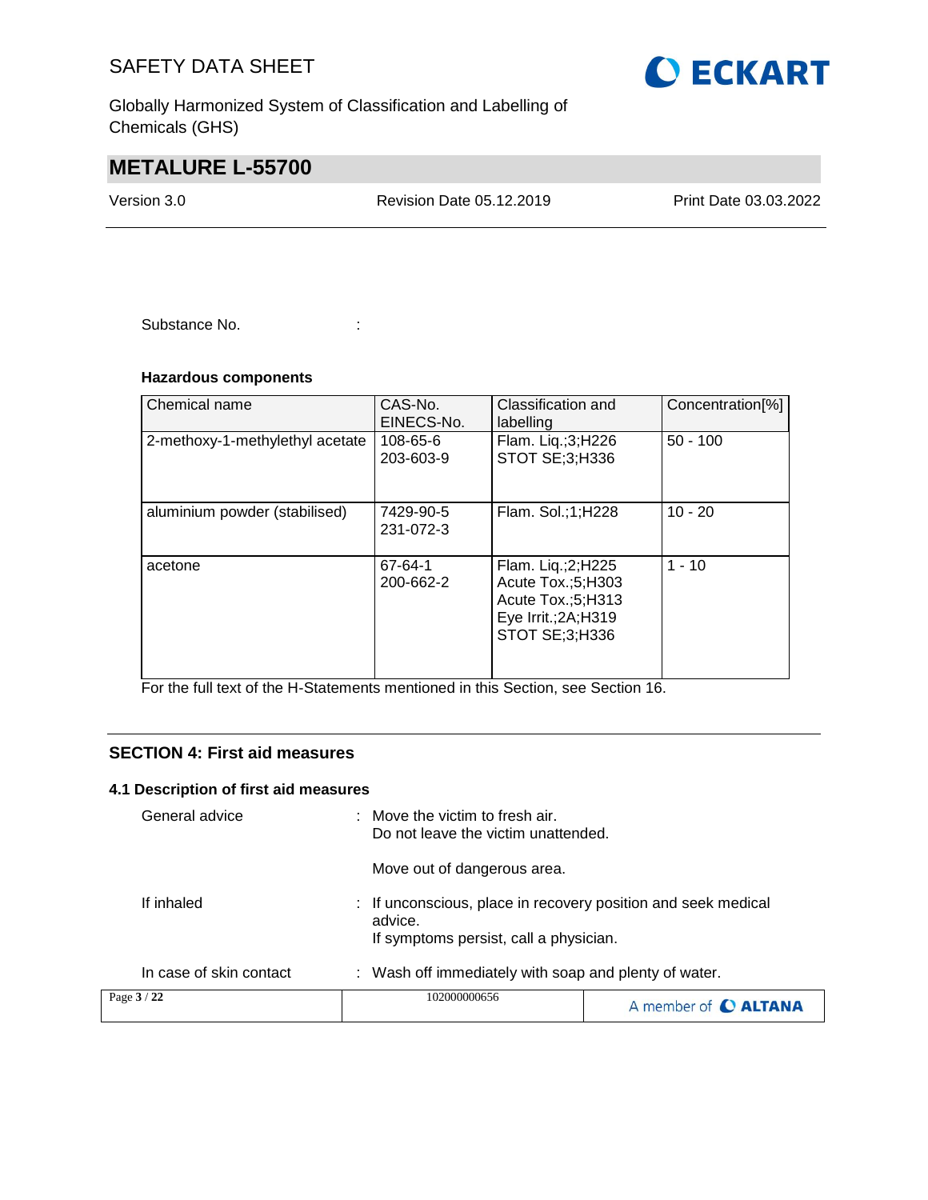Substance No. :

**Hazardous components**

| Chemical name | CAS-No.<br>EINECS-No. | Classification and labelling | Concentration[%] |
|---|---|---|---|
| 2-methoxy-1-methylethyl acetate | 108-65-6<br>203-603-9 | Flam. Liq.;3;H226<br>STOT SE;3;H336 | 50 - 100 |
| aluminium powder (stabilised) | 7429-90-5<br>231-072-3 | Flam. Sol.;1;H228 | 10 - 20 |
| acetone | 67-64-1<br>200-662-2 | Flam. Liq.;2;H225<br>Acute Tox.;5;H303<br>Acute Tox.;5;H313<br>Eye Irrit.;2A;H319<br>STOT SE;3;H336 | 1 - 10 |

For the full text of the H-Statements mentioned in this Section, see Section 16.

## SECTION 4: First aid measures

### 4.1 Description of first aid measures

General advice : Move the victim to fresh air.
Do not leave the victim unattended.

Move out of dangerous area.

If inhaled : If unconscious, place in recovery position and seek medical advice.
If symptoms persist, call a physician.

In case of skin contact : Wash off immediately with soap and plenty of water.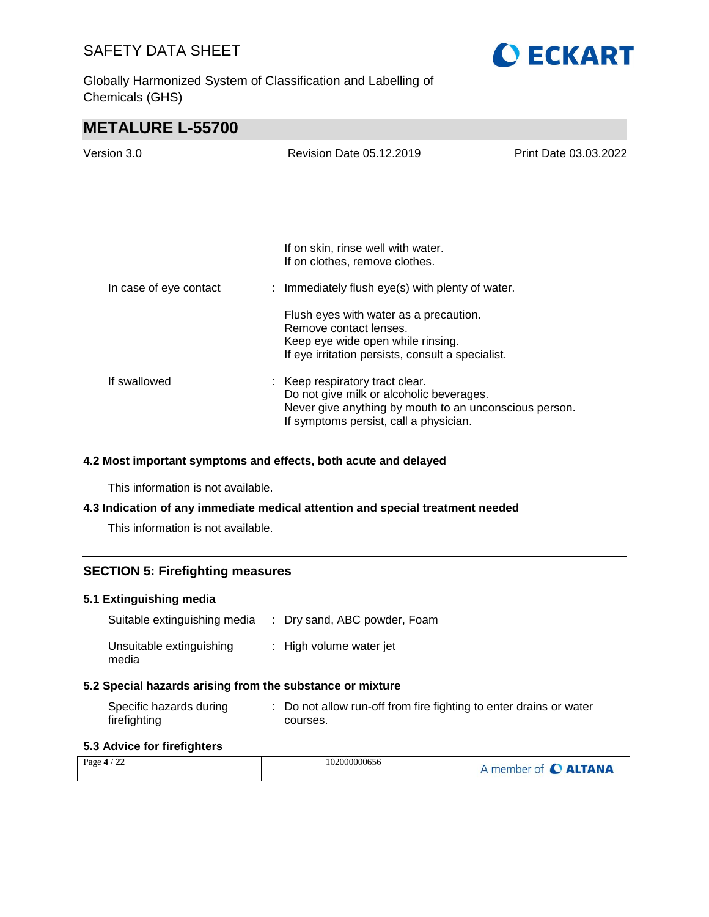| | |
|---|---|
| | If on skin, rinse well with water.<br>If on clothes, remove clothes. |
| In case of eye contact | : Immediately flush eye(s) with plenty of water.<br><br>Flush eyes with water as a precaution.<br>Remove contact lenses.<br>Keep eye wide open while rinsing.<br>If eye irritation persists, consult a specialist. |
| If swallowed | : Keep respiratory tract clear.<br>Do not give milk or alcoholic beverages.<br>Never give anything by mouth to an unconscious person.<br>If symptoms persist, call a physician. |

### 4.2 Most important symptoms and effects, both acute and delayed

This information is not available.

### 4.3 Indication of any immediate medical attention and special treatment needed

This information is not available.

## SECTION 5: Firefighting measures

### 5.1 Extinguishing media

| | |
|---|---|
| Suitable extinguishing media | : Dry sand, ABC powder, Foam |
| Unsuitable extinguishing media | : High volume water jet |

### 5.2 Special hazards arising from the substance or mixture

| | |
|---|---|
| Specific hazards during firefighting | : Do not allow run-off from fire fighting to enter drains or water courses. |

### 5.3 Advice for firefighters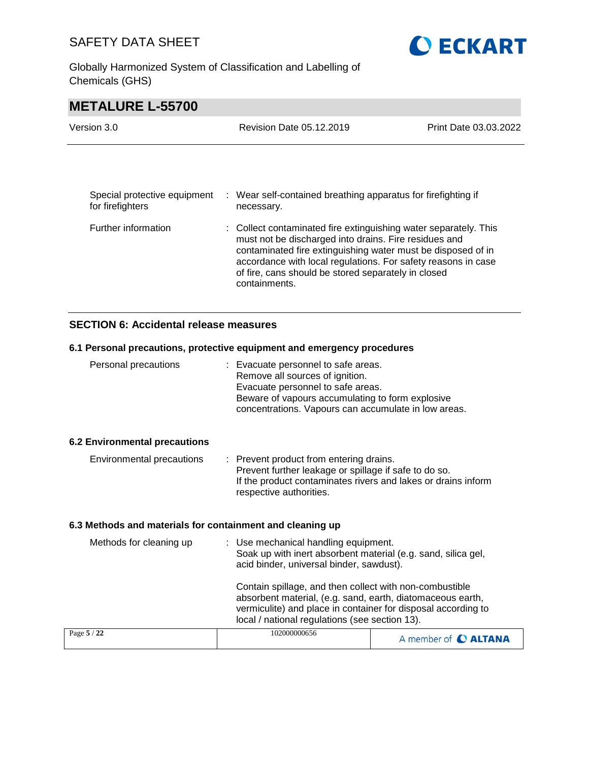| | | |
|---|---|---|
| Special protective equipment for firefighters | : | Wear self-contained breathing apparatus for firefighting if necessary. |
| Further information | : | Collect contaminated fire extinguishing water separately. This must not be discharged into drains. Fire residues and contaminated fire extinguishing water must be disposed of in accordance with local regulations. For safety reasons in case of fire, cans should be stored separately in closed containments. |

## SECTION 6: Accidental release measures

### 6.1 Personal precautions, protective equipment and emergency procedures

| | | |
|---|---|---|
| Personal precautions | : | Evacuate personnel to safe areas.<br>Remove all sources of ignition.<br>Evacuate personnel to safe areas.<br>Beware of vapours accumulating to form explosive concentrations. Vapours can accumulate in low areas. |

### 6.2 Environmental precautions

| | | |
|---|---|---|
| Environmental precautions | : | Prevent product from entering drains.<br>Prevent further leakage or spillage if safe to do so.<br>If the product contaminates rivers and lakes or drains inform respective authorities. |

### 6.3 Methods and materials for containment and cleaning up

| | | |
|---|---|---|
| Methods for cleaning up | : | Use mechanical handling equipment.<br>Soak up with inert absorbent material (e.g. sand, silica gel, acid binder, universal binder, sawdust).<br><br>Contain spillage, and then collect with non-combustible absorbent material, (e.g. sand, earth, diatomaceous earth, vermiculite) and place in container for disposal according to local / national regulations (see section 13). |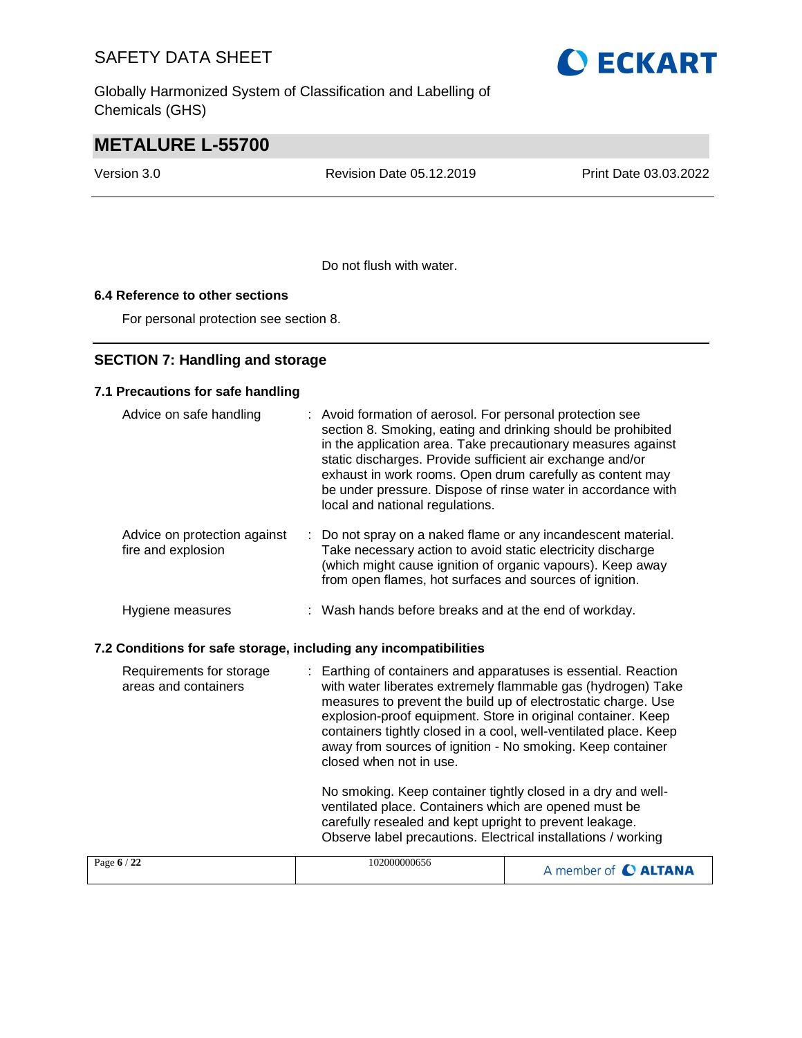Do not flush with water.

### 6.4 Reference to other sections

For personal protection see section 8.

## SECTION 7: Handling and storage

### 7.1 Precautions for safe handling

| | |
|---|---|
| Advice on safe handling | : Avoid formation of aerosol. For personal protection see section 8. Smoking, eating and drinking should be prohibited in the application area. Take precautionary measures against static discharges. Provide sufficient air exchange and/or exhaust in work rooms. Open drum carefully as content may be under pressure. Dispose of rinse water in accordance with local and national regulations. |
| Advice on protection against fire and explosion | : Do not spray on a naked flame or any incandescent material. Take necessary action to avoid static electricity discharge (which might cause ignition of organic vapours). Keep away from open flames, hot surfaces and sources of ignition. |
| Hygiene measures | : Wash hands before breaks and at the end of workday. |

### 7.2 Conditions for safe storage, including any incompatibilities

| | |
|---|---|
| Requirements for storage areas and containers | : Earthing of containers and apparatuses is essential. Reaction with water liberates extremely flammable gas (hydrogen) Take measures to prevent the build up of electrostatic charge. Use explosion-proof equipment. Store in original container. Keep containers tightly closed in a cool, well-ventilated place. Keep away from sources of ignition - No smoking. Keep container closed when not in use.<br><br>No smoking. Keep container tightly closed in a dry and well-ventilated place. Containers which are opened must be carefully resealed and kept upright to prevent leakage. Observe label precautions. Electrical installations / working |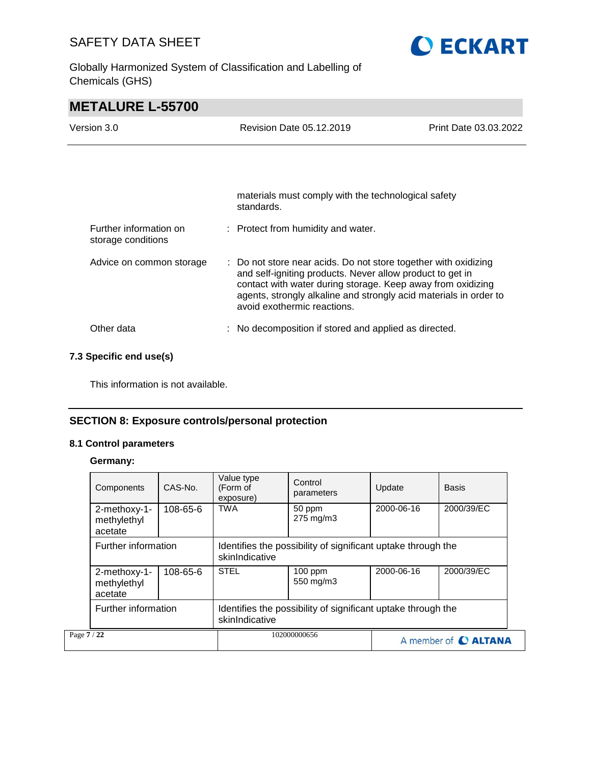materials must comply with the technological safety standards.

Further information on storage conditions : Protect from humidity and water.

Advice on common storage : Do not store near acids. Do not store together with oxidizing and self-igniting products. Never allow product to get in contact with water during storage. Keep away from oxidizing agents, strongly alkaline and strongly acid materials in order to avoid exothermic reactions.

Other data : No decomposition if stored and applied as directed.

### 7.3 Specific end use(s)

This information is not available.

## SECTION 8: Exposure controls/personal protection

### 8.1 Control parameters

**Germany:**

| Components | CAS-No. | Value type (Form of exposure) | Control parameters | Update | Basis |
|---|---|---|---|---|---|
| 2-methoxy-1-methylethyl acetate | 108-65-6 | TWA | 50 ppm 275 mg/m3 | 2000-06-16 | 2000/39/EC |
| Further information | | Identifies the possibility of significant uptake through the skinIndicative | | | |
| 2-methoxy-1-methylethyl acetate | 108-65-6 | STEL | 100 ppm 550 mg/m3 | 2000-06-16 | 2000/39/EC |
| Further information | | Identifies the possibility of significant uptake through the skinIndicative | | | |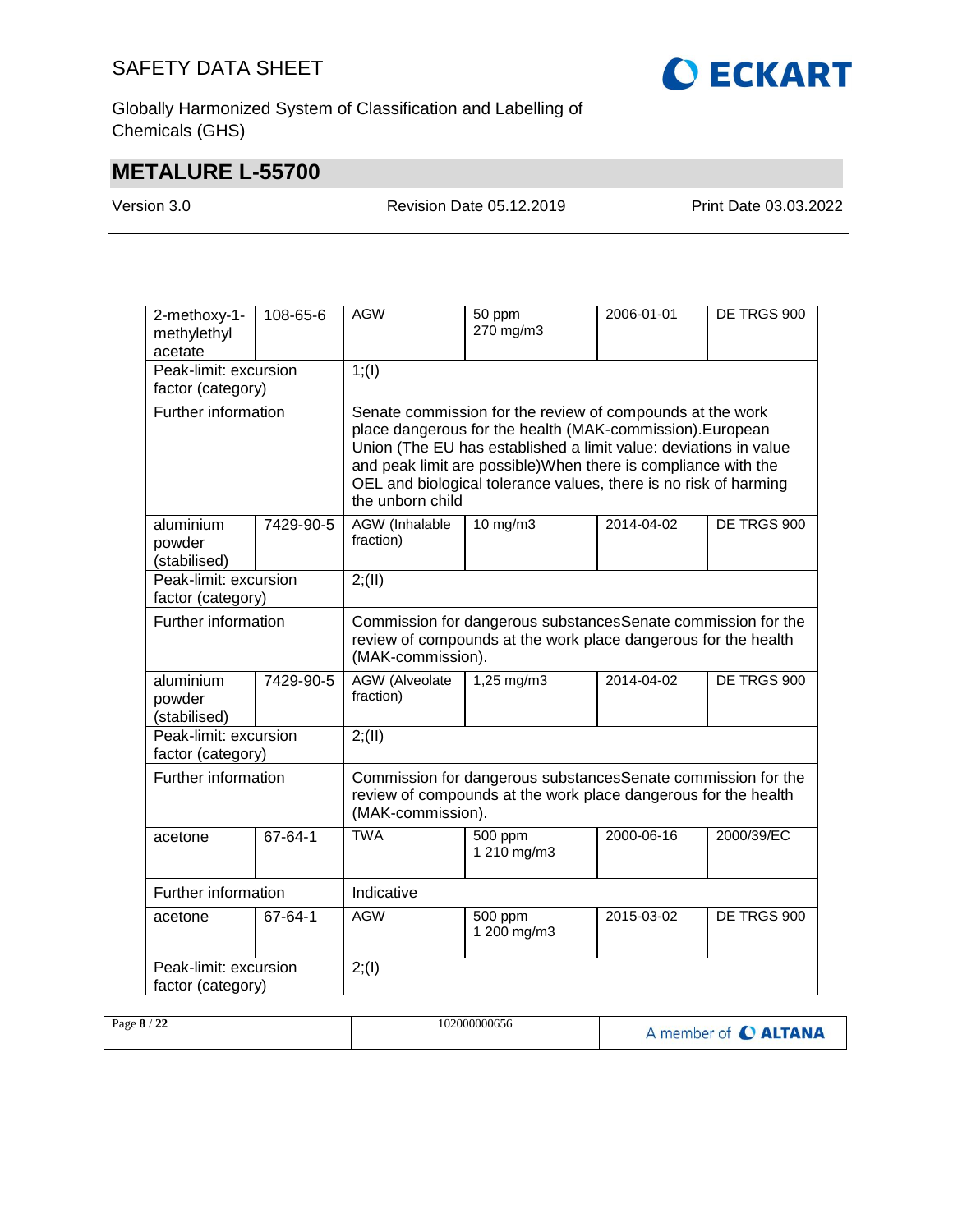| | | | | | |
|---|---|---|---|---|---|
| 2-methoxy-1-methylethyl acetate | 108-65-6 | AGW | 50 ppm<br>270 mg/m3 | 2006-01-01 | DE TRGS 900 |
| Peak-limit: excursion factor (category) | | 1;(I) | | | |
| Further information | | Senate commission for the review of compounds at the work place dangerous for the health (MAK-commission).European Union (The EU has established a limit value: deviations in value and peak limit are possible)When there is compliance with the OEL and biological tolerance values, there is no risk of harming the unborn child | | | |
| aluminium powder (stabilised) | 7429-90-5 | AGW (Inhalable fraction) | 10 mg/m3 | 2014-04-02 | DE TRGS 900 |
| Peak-limit: excursion factor (category) | | 2;(II) | | | |
| Further information | | Commission for dangerous substancesSenate commission for the review of compounds at the work place dangerous for the health (MAK-commission). | | | |
| aluminium powder (stabilised) | 7429-90-5 | AGW (Alveolate fraction) | 1,25 mg/m3 | 2014-04-02 | DE TRGS 900 |
| Peak-limit: excursion factor (category) | | 2;(II) | | | |
| Further information | | Commission for dangerous substancesSenate commission for the review of compounds at the work place dangerous for the health (MAK-commission). | | | |
| acetone | 67-64-1 | TWA | 500 ppm<br>1 210 mg/m3 | 2000-06-16 | 2000/39/EC |
| Further information | | Indicative | | | |
| acetone | 67-64-1 | AGW | 500 ppm<br>1 200 mg/m3 | 2015-03-02 | DE TRGS 900 |
| Peak-limit: excursion factor (category) | | 2;(I) | | | |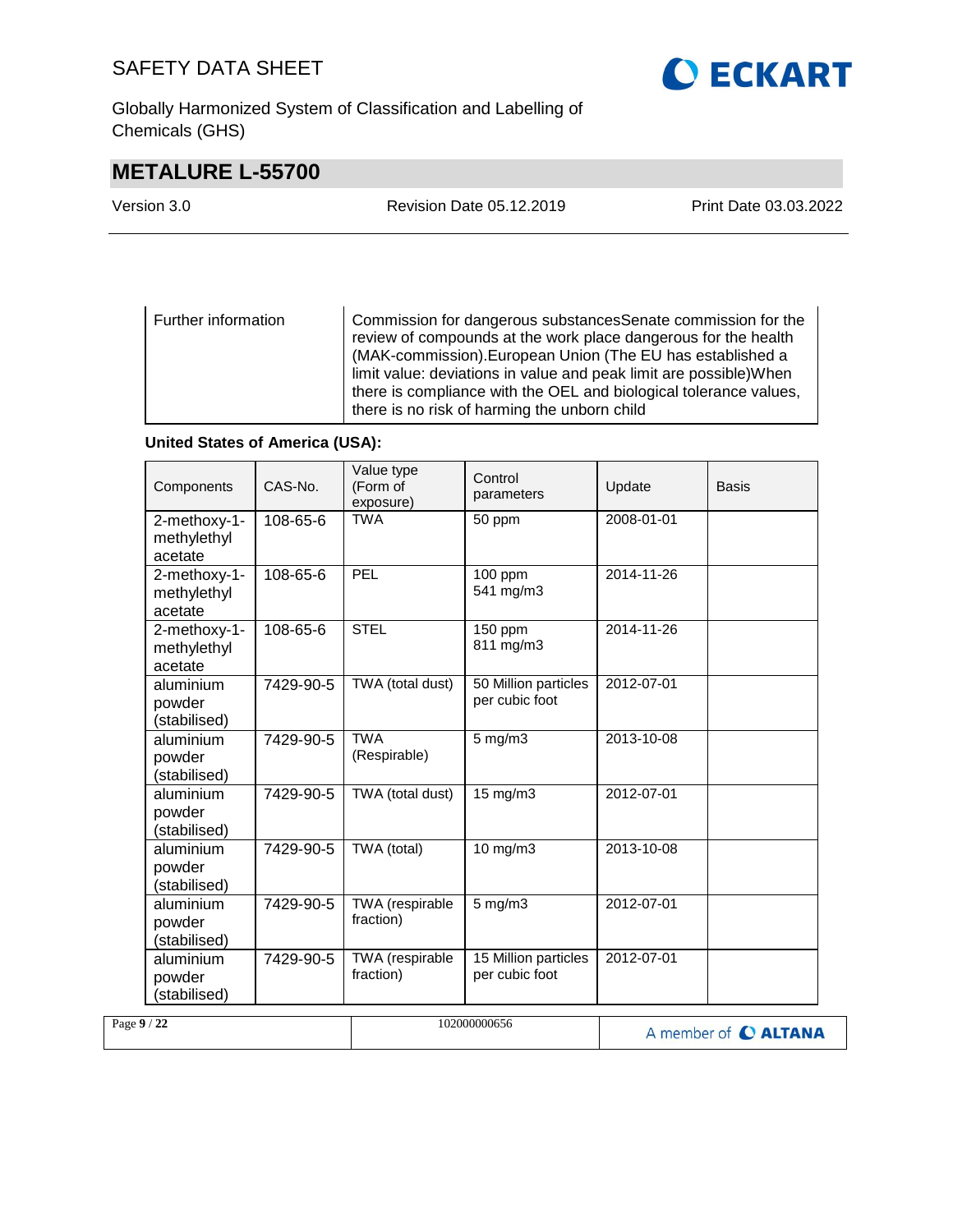| Further information | Commission for dangerous substancesSenate commission for the review of compounds at the work place dangerous for the health (MAK-commission).European Union (The EU has established a limit value: deviations in value and peak limit are possible)When there is compliance with the OEL and biological tolerance values, there is no risk of harming the unborn child |
|---|---|

**United States of America (USA):**

| Components | CAS-No. | Value type (Form of exposure) | Control parameters | Update | Basis |
|---|---|---|---|---|---|
| 2-methoxy-1-methylethyl acetate | 108-65-6 | TWA | 50 ppm | 2008-01-01 | |
| 2-methoxy-1-methylethyl acetate | 108-65-6 | PEL | 100 ppm<br>541 mg/m3 | 2014-11-26 | |
| 2-methoxy-1-methylethyl acetate | 108-65-6 | STEL | 150 ppm<br>811 mg/m3 | 2014-11-26 | |
| aluminium powder (stabilised) | 7429-90-5 | TWA (total dust) | 50 Million particles per cubic foot | 2012-07-01 | |
| aluminium powder (stabilised) | 7429-90-5 | TWA (Respirable) | 5 mg/m3 | 2013-10-08 | |
| aluminium powder (stabilised) | 7429-90-5 | TWA (total dust) | 15 mg/m3 | 2012-07-01 | |
| aluminium powder (stabilised) | 7429-90-5 | TWA (total) | 10 mg/m3 | 2013-10-08 | |
| aluminium powder (stabilised) | 7429-90-5 | TWA (respirable fraction) | 5 mg/m3 | 2012-07-01 | |
| aluminium powder (stabilised) | 7429-90-5 | TWA (respirable fraction) | 15 Million particles per cubic foot | 2012-07-01 | |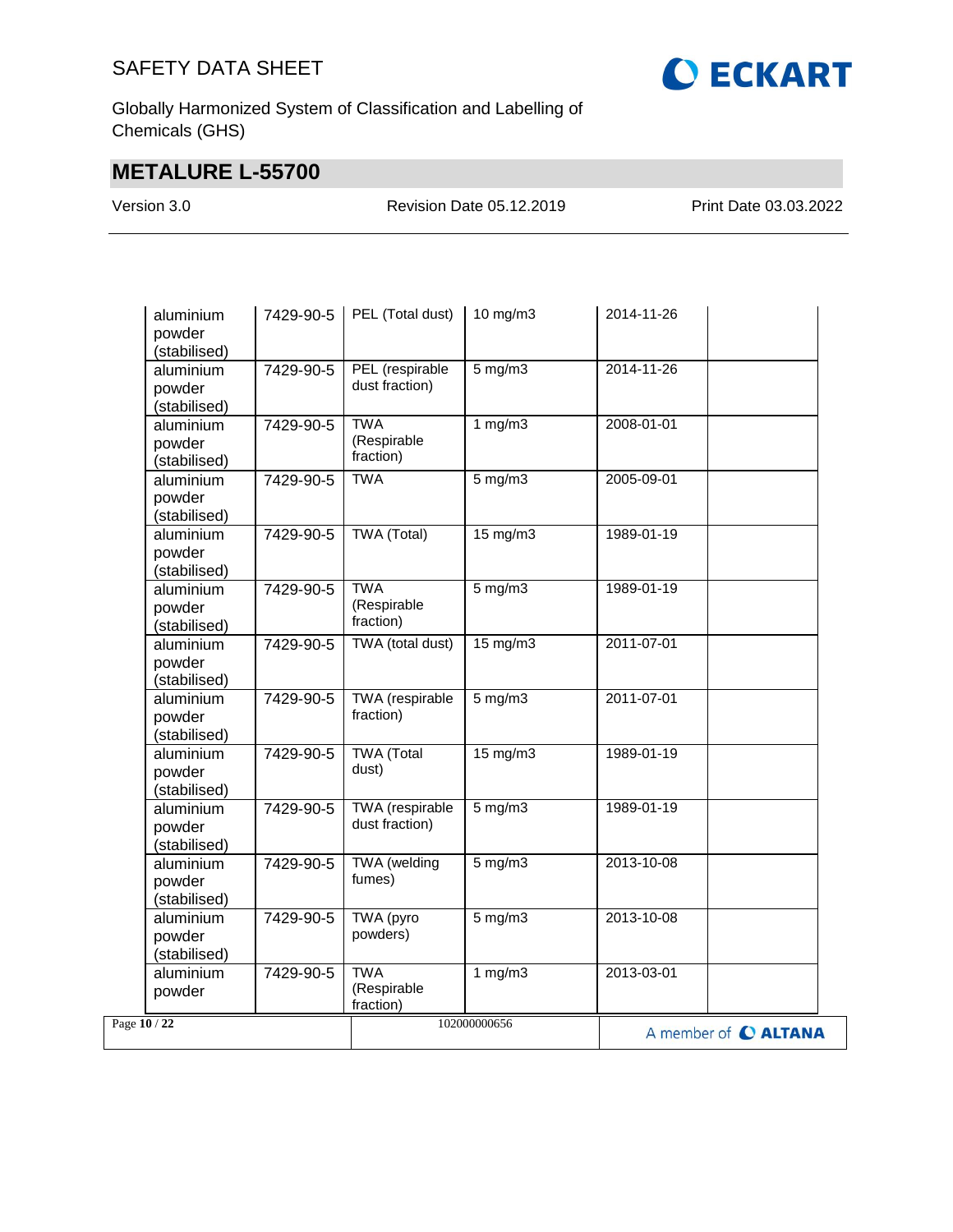| | | | | | |
|---|---|---|---|---|---|
| aluminium powder (stabilised) | 7429-90-5 | PEL (Total dust) | 10 mg/m3 | 2014-11-26 | |
| aluminium powder (stabilised) | 7429-90-5 | PEL (respirable dust fraction) | 5 mg/m3 | 2014-11-26 | |
| aluminium powder (stabilised) | 7429-90-5 | TWA (Respirable fraction) | 1 mg/m3 | 2008-01-01 | |
| aluminium powder (stabilised) | 7429-90-5 | TWA | 5 mg/m3 | 2005-09-01 | |
| aluminium powder (stabilised) | 7429-90-5 | TWA (Total) | 15 mg/m3 | 1989-01-19 | |
| aluminium powder (stabilised) | 7429-90-5 | TWA (Respirable fraction) | 5 mg/m3 | 1989-01-19 | |
| aluminium powder (stabilised) | 7429-90-5 | TWA (total dust) | 15 mg/m3 | 2011-07-01 | |
| aluminium powder (stabilised) | 7429-90-5 | TWA (respirable fraction) | 5 mg/m3 | 2011-07-01 | |
| aluminium powder (stabilised) | 7429-90-5 | TWA (Total dust) | 15 mg/m3 | 1989-01-19 | |
| aluminium powder (stabilised) | 7429-90-5 | TWA (respirable dust fraction) | 5 mg/m3 | 1989-01-19 | |
| aluminium powder (stabilised) | 7429-90-5 | TWA (welding fumes) | 5 mg/m3 | 2013-10-08 | |
| aluminium powder (stabilised) | 7429-90-5 | TWA (pyro powders) | 5 mg/m3 | 2013-10-08 | |
| aluminium powder | 7429-90-5 | TWA (Respirable fraction) | 1 mg/m3 | 2013-03-01 | |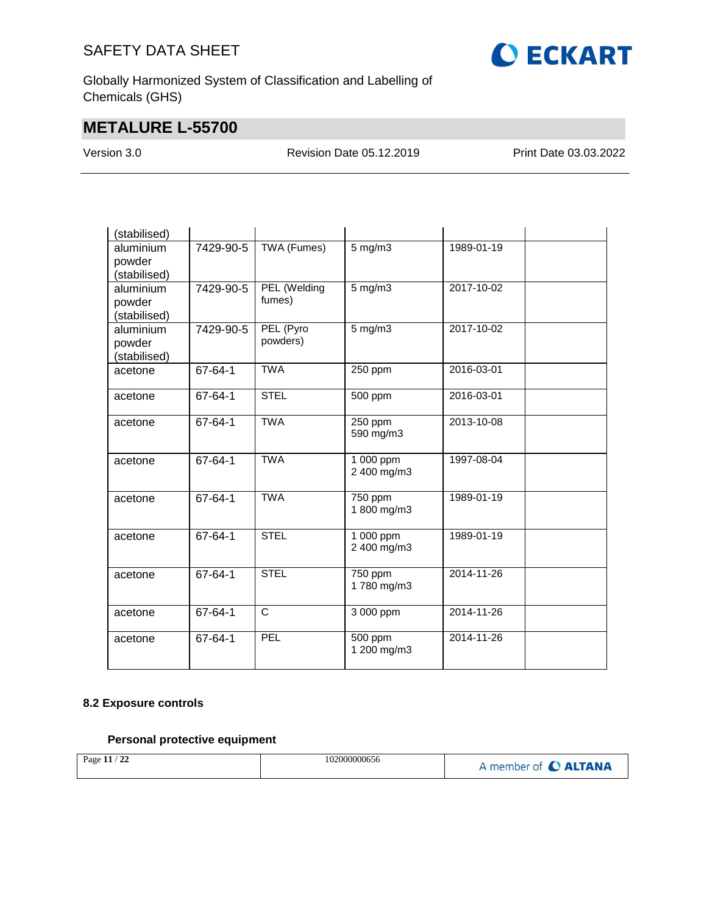| | | | | | |
|---|---|---|---|---|---|
| (stabilised) | | | | | |
| aluminium powder (stabilised) | 7429-90-5 | TWA (Fumes) | 5 mg/m3 | 1989-01-19 | |
| aluminium powder (stabilised) | 7429-90-5 | PEL (Welding fumes) | 5 mg/m3 | 2017-10-02 | |
| aluminium powder (stabilised) | 7429-90-5 | PEL (Pyro powders) | 5 mg/m3 | 2017-10-02 | |
| acetone | 67-64-1 | TWA | 250 ppm | 2016-03-01 | |
| acetone | 67-64-1 | STEL | 500 ppm | 2016-03-01 | |
| acetone | 67-64-1 | TWA | 250 ppm<br>590 mg/m3 | 2013-10-08 | |
| acetone | 67-64-1 | TWA | 1 000 ppm<br>2 400 mg/m3 | 1997-08-04 | |
| acetone | 67-64-1 | TWA | 750 ppm<br>1 800 mg/m3 | 1989-01-19 | |
| acetone | 67-64-1 | STEL | 1 000 ppm<br>2 400 mg/m3 | 1989-01-19 | |
| acetone | 67-64-1 | STEL | 750 ppm<br>1 780 mg/m3 | 2014-11-26 | |
| acetone | 67-64-1 | C | 3 000 ppm | 2014-11-26 | |
| acetone | 67-64-1 | PEL | 500 ppm<br>1 200 mg/m3 | 2014-11-26 | |

### 8.2 Exposure controls

#### Personal protective equipment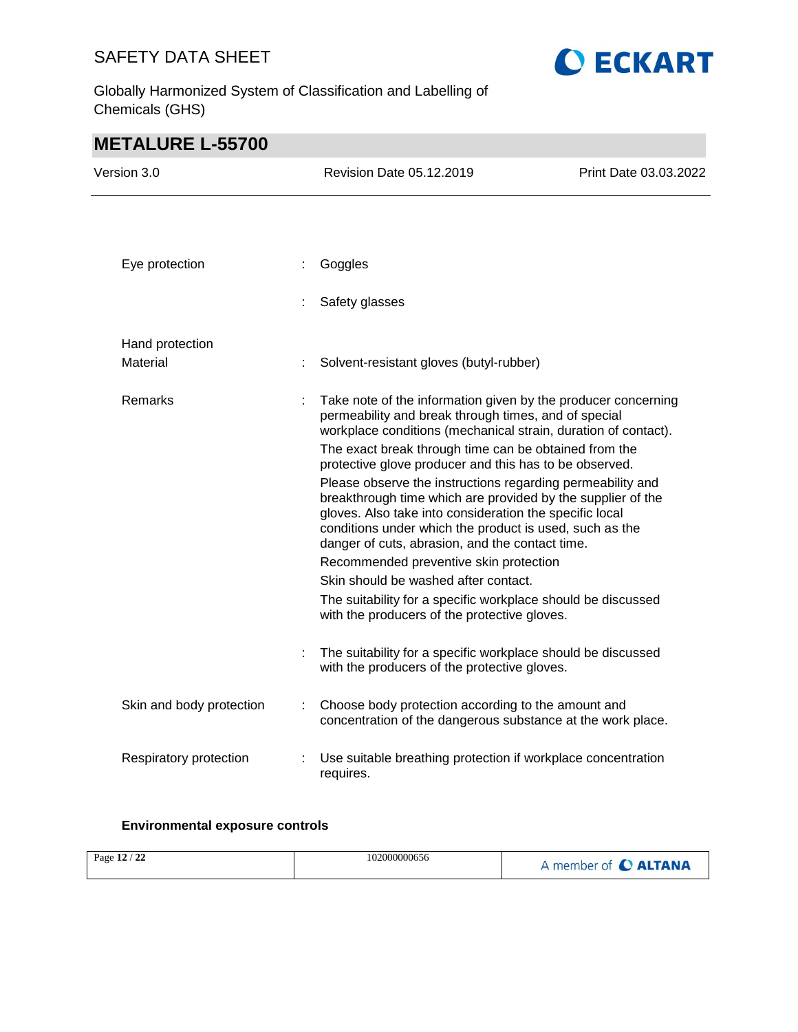| | | |
|---|---|---|
| Eye protection | : | Goggles |
| | : | Safety glasses |
| Hand protection | | |
| Material | : | Solvent-resistant gloves (butyl-rubber) |
| Remarks | : | Take note of the information given by the producer concerning permeability and break through times, and of special workplace conditions (mechanical strain, duration of contact).<br>The exact break through time can be obtained from the protective glove producer and this has to be observed.<br>Please observe the instructions regarding permeability and breakthrough time which are provided by the supplier of the gloves. Also take into consideration the specific local conditions under which the product is used, such as the danger of cuts, abrasion, and the contact time.<br>Recommended preventive skin protection<br>Skin should be washed after contact.<br>The suitability for a specific workplace should be discussed with the producers of the protective gloves. |
| | : | The suitability for a specific workplace should be discussed with the producers of the protective gloves. |
| Skin and body protection | : | Choose body protection according to the amount and concentration of the dangerous substance at the work place. |
| Respiratory protection | : | Use suitable breathing protection if workplace concentration requires. |

**Environmental exposure controls**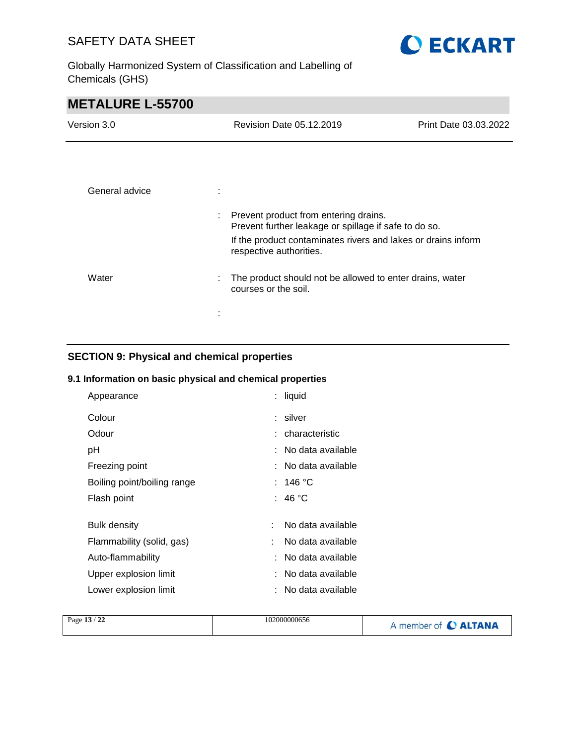General advice :

: Prevent product from entering drains.
Prevent further leakage or spillage if safe to do so.
If the product contaminates rivers and lakes or drains inform respective authorities.

Water : The product should not be allowed to enter drains, water courses or the soil.

:

## SECTION 9: Physical and chemical properties

### 9.1 Information on basic physical and chemical properties

| | |
|---|---|
| Appearance | : liquid |
| Colour | : silver |
| Odour | : characteristic |
| pH | : No data available |
| Freezing point | : No data available |
| Boiling point/boiling range | : 146 °C |
| Flash point | : 46 °C |
| Bulk density | : No data available |
| Flammability (solid, gas) | : No data available |
| Auto-flammability | : No data available |
| Upper explosion limit | : No data available |
| Lower explosion limit | : No data available |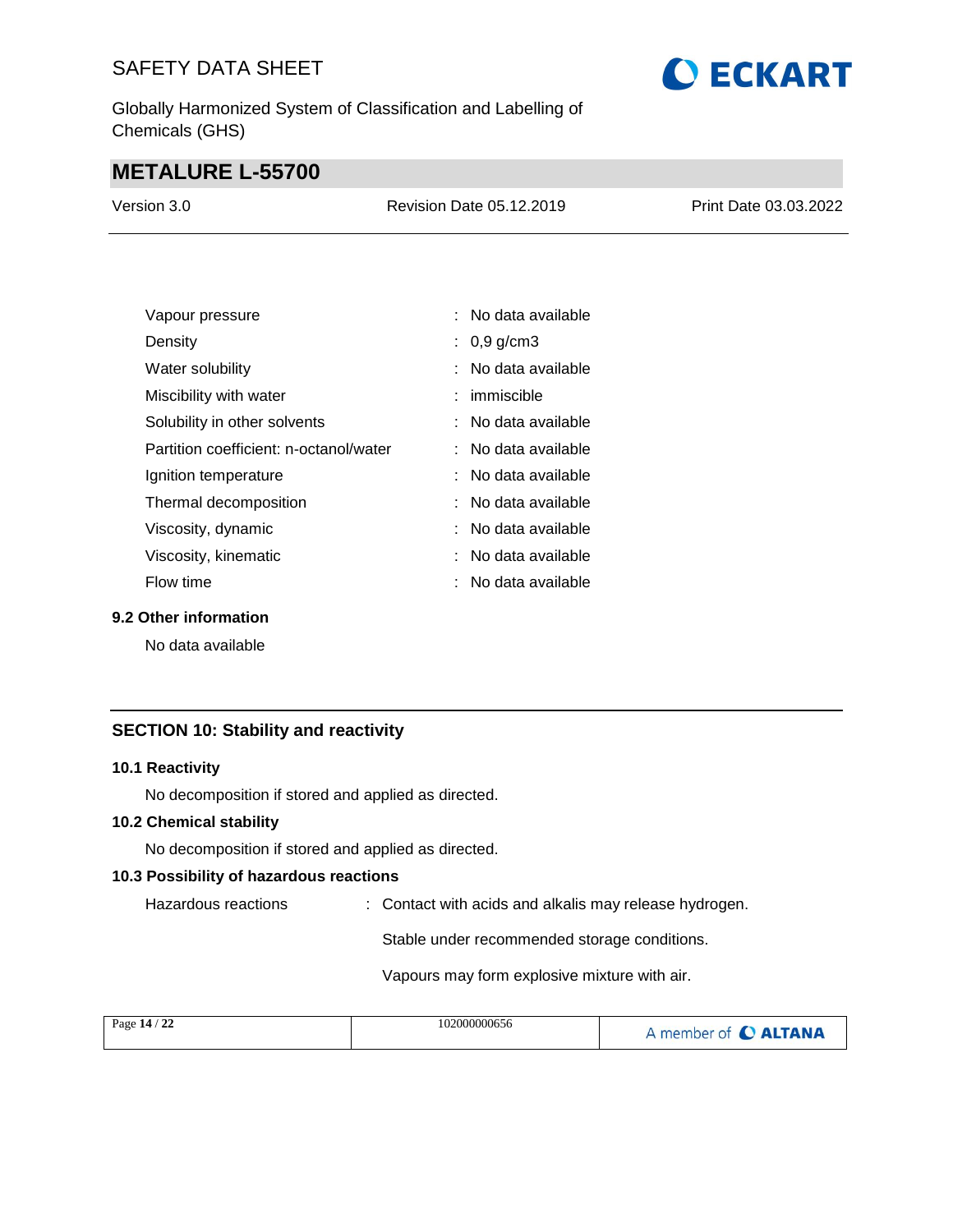| | | |
|---|---|---|
| Vapour pressure | : | No data available |
| Density | : | 0,9 g/cm3 |
| Water solubility | : | No data available |
| Miscibility with water | : | immiscible |
| Solubility in other solvents | : | No data available |
| Partition coefficient: n-octanol/water | : | No data available |
| Ignition temperature | : | No data available |
| Thermal decomposition | : | No data available |
| Viscosity, dynamic | : | No data available |
| Viscosity, kinematic | : | No data available |
| Flow time | : | No data available |

### 9.2 Other information

No data available

## SECTION 10: Stability and reactivity

### 10.1 Reactivity

No decomposition if stored and applied as directed.

### 10.2 Chemical stability

No decomposition if stored and applied as directed.

### 10.3 Possibility of hazardous reactions

Hazardous reactions : Contact with acids and alkalis may release hydrogen.

Stable under recommended storage conditions.

Vapours may form explosive mixture with air.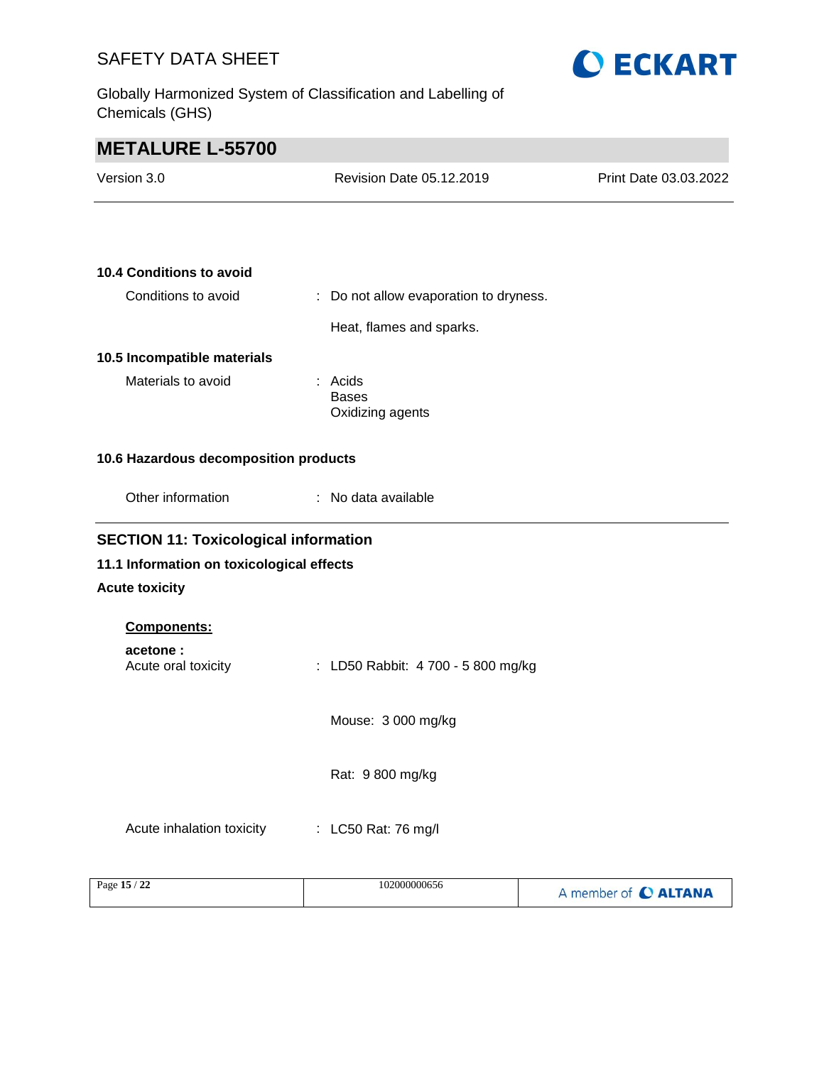### 10.4 Conditions to avoid

| | |
|---|---|
| Conditions to avoid | : Do not allow evaporation to dryness. |
| | Heat, flames and sparks. |

### 10.5 Incompatible materials

| | |
|---|---|
| Materials to avoid | : Acids<br>Bases<br>Oxidizing agents |

### 10.6 Hazardous decomposition products

| | |
|---|---|
| Other information | : No data available |

## SECTION 11: Toxicological information

### 11.1 Information on toxicological effects

**Acute toxicity**

**Components:**

**acetone :**

| | |
|---|---|
| Acute oral toxicity | : LD50 Rabbit: 4 700 - 5 800 mg/kg |
| | Mouse: 3 000 mg/kg |
| | Rat: 9 800 mg/kg |
| Acute inhalation toxicity | : LC50 Rat: 76 mg/l |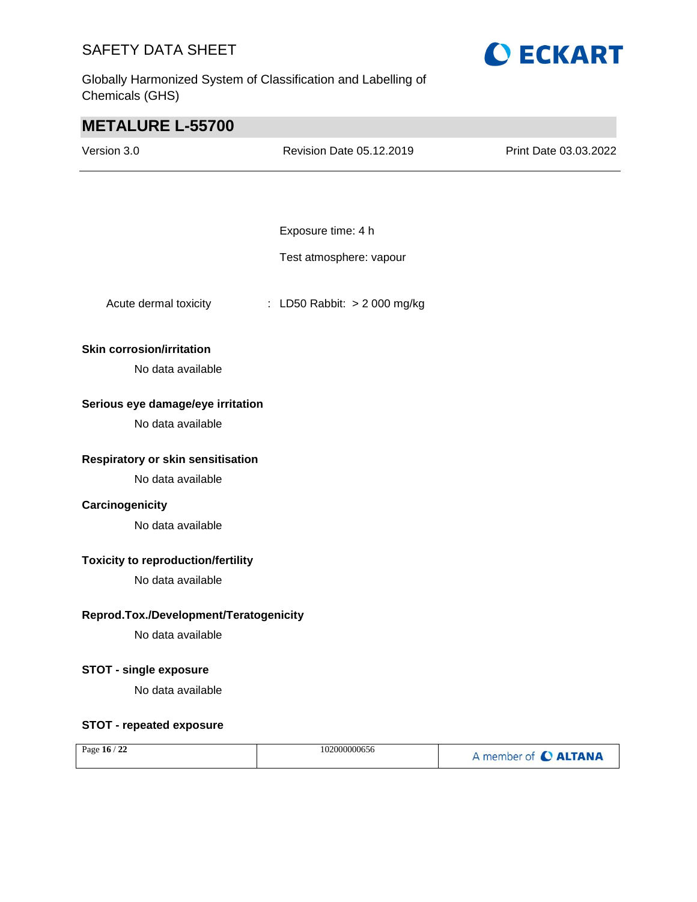Exposure time: 4 h

Test atmosphere: vapour

Acute dermal toxicity : LD50 Rabbit: > 2 000 mg/kg

**Skin corrosion/irritation**

No data available

**Serious eye damage/eye irritation**

No data available

**Respiratory or skin sensitisation**

No data available

**Carcinogenicity**

No data available

**Toxicity to reproduction/fertility**

No data available

**Reprod.Tox./Development/Teratogenicity**

No data available

**STOT - single exposure**

No data available

**STOT - repeated exposure**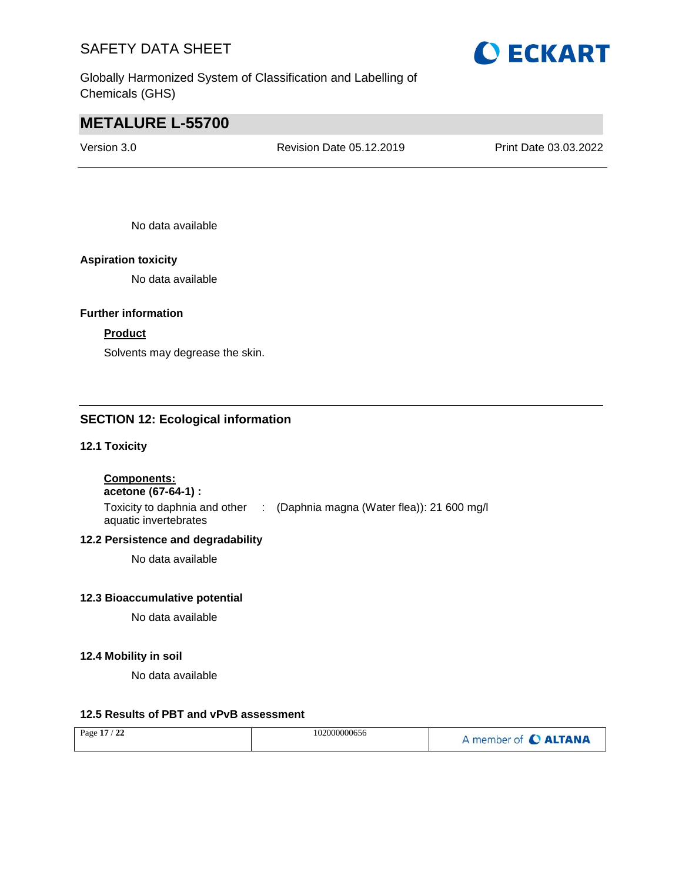No data available

**Aspiration toxicity**

No data available

**Further information**

**Product**

Solvents may degrease the skin.

## SECTION 12: Ecological information

**12.1 Toxicity**

**Components:**

**acetone (67-64-1) :**

Toxicity to daphnia and other aquatic invertebrates : (Daphnia magna (Water flea)): 21 600 mg/l

**12.2 Persistence and degradability**

No data available

**12.3 Bioaccumulative potential**

No data available

**12.4 Mobility in soil**

No data available

**12.5 Results of PBT and vPvB assessment**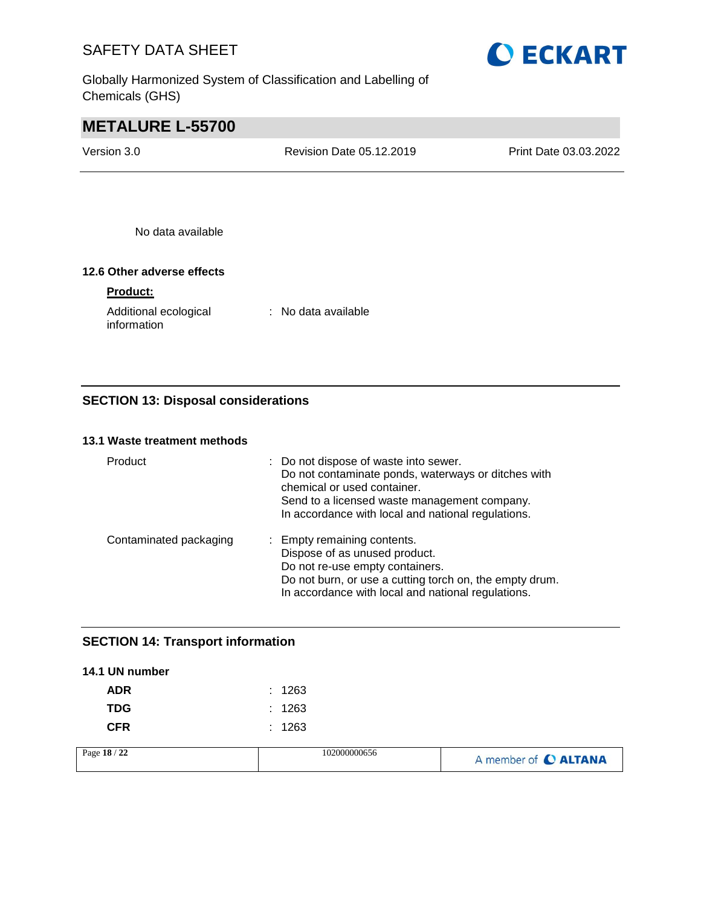No data available

### 12.6 Other adverse effects

**Product:**

Additional ecological information : No data available

## SECTION 13: Disposal considerations

### 13.1 Waste treatment methods

Product : Do not dispose of waste into sewer.
Do not contaminate ponds, waterways or ditches with chemical or used container.
Send to a licensed waste management company.
In accordance with local and national regulations.

Contaminated packaging : Empty remaining contents.
Dispose of as unused product.
Do not re-use empty containers.
Do not burn, or use a cutting torch on, the empty drum.
In accordance with local and national regulations.

## SECTION 14: Transport information

### 14.1 UN number

**ADR** : 1263

**TDG** : 1263

**CFR** : 1263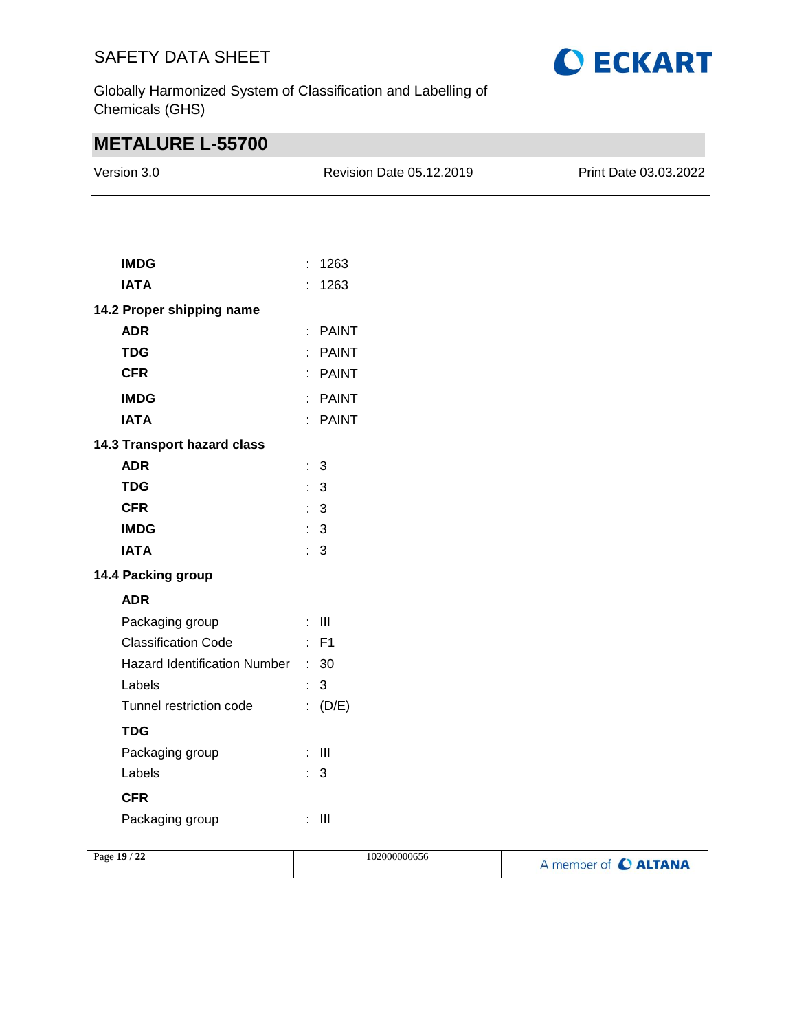**IMDG** : 1263

**IATA** : 1263

**14.2 Proper shipping name**

**ADR** : PAINT

**TDG** : PAINT

**CFR** : PAINT

**IMDG** : PAINT

**IATA** : PAINT

**14.3 Transport hazard class**

**ADR** : 3

**TDG** : 3

**CFR** : 3

**IMDG** : 3

**IATA** : 3

**14.4 Packing group**

**ADR**

Packaging group : III

Classification Code : F1

Hazard Identification Number : 30

Labels : 3

Tunnel restriction code : (D/E)

**TDG**

Packaging group : III

Labels : 3

**CFR**

Packaging group : III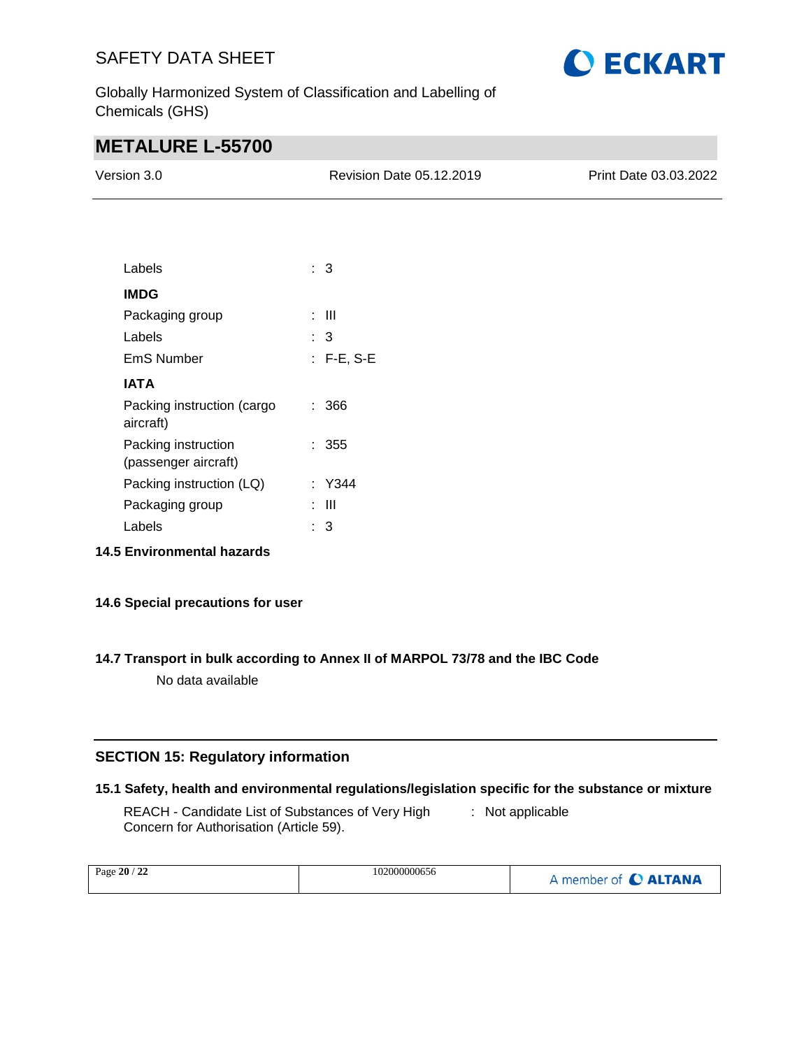Labels : 3

**IMDG**

Packaging group : III

Labels : 3

EmS Number : F-E, S-E

**IATA**

Packing instruction (cargo aircraft) : 366

Packing instruction (passenger aircraft) : 355

Packing instruction (LQ) : Y344

Packaging group : III

Labels : 3

### 14.5 Environmental hazards

### 14.6 Special precautions for user

### 14.7 Transport in bulk according to Annex II of MARPOL 73/78 and the IBC Code

No data available

## SECTION 15: Regulatory information

### 15.1 Safety, health and environmental regulations/legislation specific for the substance or mixture

REACH - Candidate List of Substances of Very High Concern for Authorisation (Article 59). : Not applicable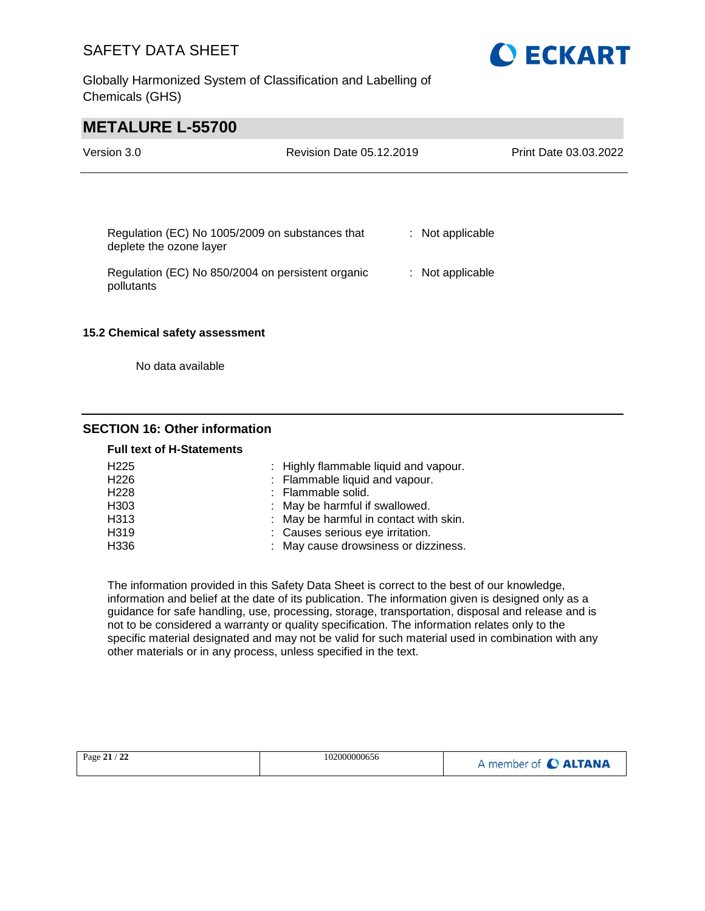| | | |
|---|---|---|
| Regulation (EC) No 1005/2009 on substances that deplete the ozone layer | : | Not applicable |
| Regulation (EC) No 850/2004 on persistent organic pollutants | : | Not applicable |

### 15.2 Chemical safety assessment

No data available

## SECTION 16: Other information

**Full text of H-Statements**

| | | |
|---|---|---|
| H225 | : | Highly flammable liquid and vapour. |
| H226 | : | Flammable liquid and vapour. |
| H228 | : | Flammable solid. |
| H303 | : | May be harmful if swallowed. |
| H313 | : | May be harmful in contact with skin. |
| H319 | : | Causes serious eye irritation. |
| H336 | : | May cause drowsiness or dizziness. |

The information provided in this Safety Data Sheet is correct to the best of our knowledge, information and belief at the date of its publication. The information given is designed only as a guidance for safe handling, use, processing, storage, transportation, disposal and release and is not to be considered a warranty or quality specification. The information relates only to the specific material designated and may not be valid for such material used in combination with any other materials or in any process, unless specified in the text.